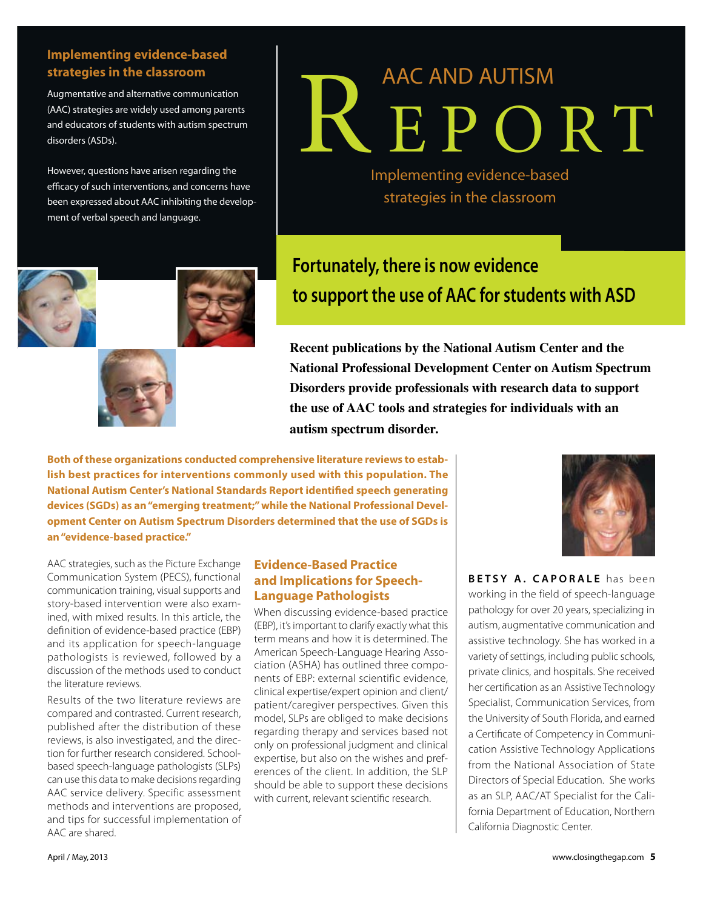# AAC AND AUTISM REPORT

## Implementing evidence-based strategies in the classroom

**Implementing evidence-based strategies in the classroom**

Augmentative and alternative communication (AAC) strategies are widely used among parents and educators of students with autism spectrum disorders (ASDs).

However, questions have arisen regarding the efficacy of such interventions, and concerns have been expressed about AAC inhibiting the development of verbal speech and language.

## Fortunately, there is now evidence to support the use of AAC for students with ASD

**Recent publications by the National Autism Center and the National Professional Development Center on Autism Spectrum Disorders provide professionals with research data to support the use of AAC tools and strategies for individuals with an autism spectrum disorder.**

**Both of these organizations conducted comprehensive literature reviews to establish best practices for interventions commonly used with this population. The National Autism Center's National Standards Report identified speech generating devices (SGDs) as an "emerging treatment;" while the National Professional Development Center on Autism Spectrum Disorders determined that the use of SGDs is an "evidence-based practice."**

AAC strategies, such as the Picture Exchange Communication System (PECS), functional communication training, visual supports and story-based intervention were also examined, with mixed results. In this article, the definition of evidence-based practice (EBP) and its application for speech-language pathologists is reviewed, followed by a discussion of the methods used to conduct the literature reviews.

Results of the two literature reviews are compared and contrasted. Current research, published after the distribution of these reviews, is also investigated, and the direction for further research considered. School-based speech-language pathologists (SLPs) can use this data to make decisions regarding AAC service delivery. Specific assessment methods and interventions are proposed, and tips for successful implementation of AAC are shared.

### Evidence-Based Practice and Implications for Speech-Language Pathologists

When discussing evidence-based practice (EBP), it's important to clarify exactly what this term means and how it is determined. The American Speech-Language Hearing Association (ASHA) has outlined three components of EBP: external scientific evidence, clinical expertise/expert opinion and client/patient/caregiver perspectives. Given this model, SLPs are obliged to make decisions regarding therapy and services based not only on professional judgment and clinical expertise, but also on the wishes and preferences of the client. In addition, the SLP should be able to support these decisions with current, relevant scientific research.

**BETSY A. CAPORALE** has been working in the field of speech-language pathology for over 20 years, specializing in autism, augmentative communication and assistive technology. She has worked in a variety of settings, including public schools, private clinics, and hospitals. She received her certification as an Assistive Technology Specialist, Communication Services, from the University of South Florida, and earned a Certificate of Competency in Communication Assistive Technology Applications from the National Association of State Directors of Special Education. She works as an SLP, AAC/AT Specialist for the California Department of Education, Northern California Diagnostic Center.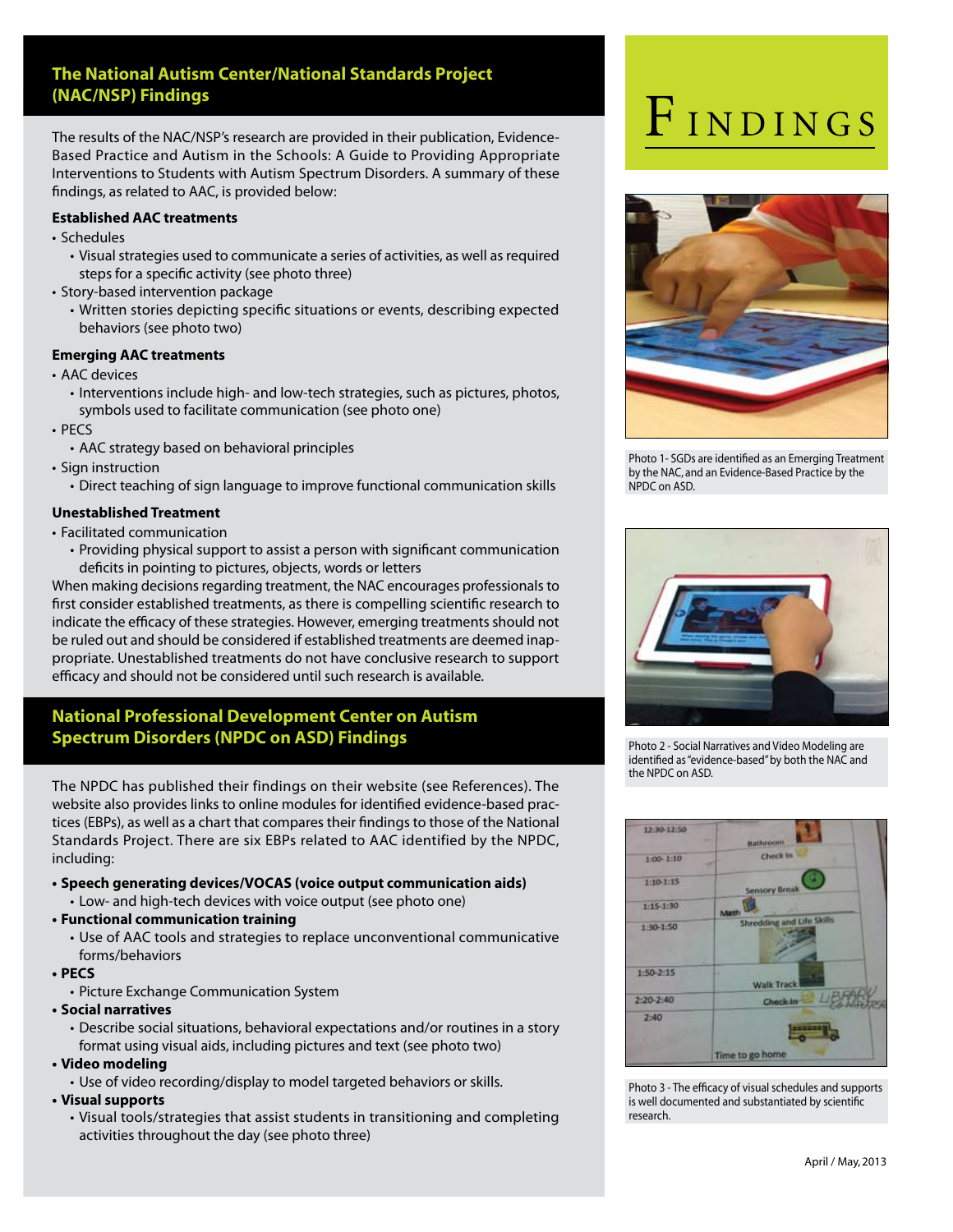# Findings

## The National Autism Center/National Standards Project (NAC/NSP) Findings

The results of the NAC/NSP's research are provided in their publication, Evidence-Based Practice and Autism in the Schools: A Guide to Providing Appropriate Interventions to Students with Autism Spectrum Disorders. A summary of these findings, as related to AAC, is provided below:

**Established AAC treatments**

- Schedules
  - Visual strategies used to communicate a series of activities, as well as required steps for a specific activity (see photo three)
- Story-based intervention package
  - Written stories depicting specific situations or events, describing expected behaviors (see photo two)

**Emerging AAC treatments**

- AAC devices
  - Interventions include high- and low-tech strategies, such as pictures, photos, symbols used to facilitate communication (see photo one)
- PECS
  - AAC strategy based on behavioral principles
- Sign instruction
  - Direct teaching of sign language to improve functional communication skills

**Unestablished Treatment**

- Facilitated communication
  - Providing physical support to assist a person with significant communication deficits in pointing to pictures, objects, words or letters

When making decisions regarding treatment, the NAC encourages professionals to first consider established treatments, as there is compelling scientific research to indicate the efficacy of these strategies. However, emerging treatments should not be ruled out and should be considered if established treatments are deemed inappropriate. Unestablished treatments do not have conclusive research to support efficacy and should not be considered until such research is available.

## National Professional Development Center on Autism Spectrum Disorders (NPDC on ASD) Findings

The NPDC has published their findings on their website (see References). The website also provides links to online modules for identified evidence-based practices (EBPs), as well as a chart that compares their findings to those of the National Standards Project. There are six EBPs related to AAC identified by the NPDC, including:

- **Speech generating devices/VOCAS (voice output communication aids)**
  - Low- and high-tech devices with voice output (see photo one)
- **Functional communication training**
  - Use of AAC tools and strategies to replace unconventional communicative forms/behaviors
- **PECS**
  - Picture Exchange Communication System
- **Social narratives**
  - Describe social situations, behavioral expectations and/or routines in a story format using visual aids, including pictures and text (see photo two)
- **Video modeling**
  - Use of video recording/display to model targeted behaviors or skills.
- **Visual supports**
  - Visual tools/strategies that assist students in transitioning and completing activities throughout the day (see photo three)

Photo 1- SGDs are identified as an Emerging Treatment by the NAC, and an Evidence-Based Practice by the NPDC on ASD.

Photo 2 - Social Narratives and Video Modeling are identified as "evidence-based" by both the NAC and the NPDC on ASD.

Photo 3 - The efficacy of visual schedules and supports is well documented and substantiated by scientific research.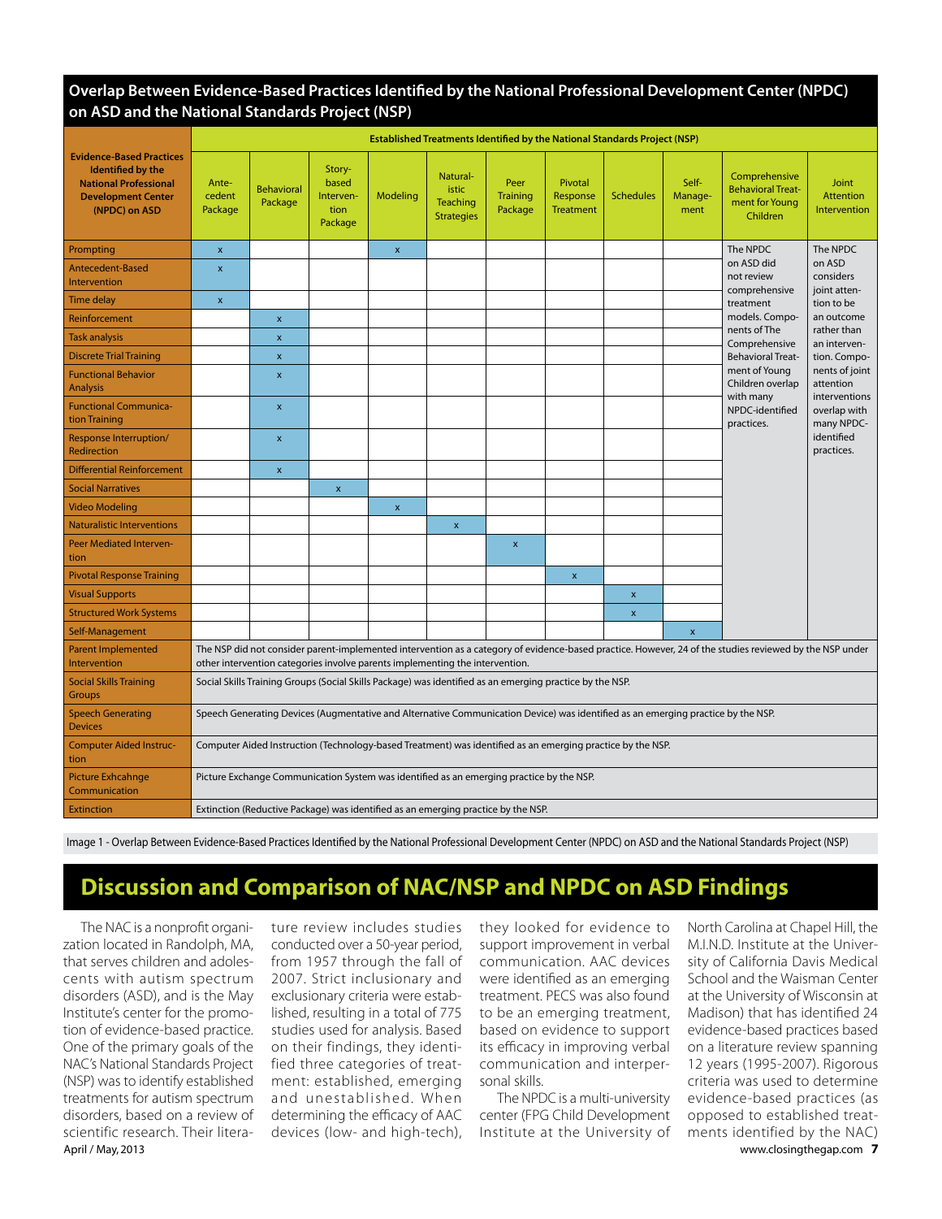## Overlap Between Evidence-Based Practices Identified by the National Professional Development Center (NPDC) on ASD and the National Standards Project (NSP)

| Evidence-Based Practices Identified by the National Professional Development Center (NPDC) on ASD | Established Treatments Identified by the National Standards Project (NSP) | | | | | | | | | | |
|---|---|---|---|---|---|---|---|---|---|---|---|
| | Antecedent Package | Behavioral Package | Story-based Intervention Package | Modeling | Naturalistic Teaching Strategies | Peer Training Package | Pivotal Response Treatment | Schedules | Self-Management | Comprehensive Behavioral Treatment for Young Children | Joint Attention Intervention |
| Prompting | x | | | x | | | | | | The NPDC on ASD did not review comprehensive treatment models. Components of The Comprehensive Behavioral Treatment of Young Children overlap with many NPDC-identified practices. | The NPDC on ASD considers joint attention to be an outcome rather than an intervention. Components of joint attention interventions overlap with many NPDC-identified practices. |
| Antecedent-Based Intervention | x | | | | | | | | | | |
| Time delay | x | | | | | | | | | | |
| Reinforcement | | x | | | | | | | | | |
| Task analysis | | x | | | | | | | | | |
| Discrete Trial Training | | x | | | | | | | | | |
| Functional Behavior Analysis | | x | | | | | | | | | |
| Functional Communication Training | | x | | | | | | | | | |
| Response Interruption/ Redirection | | x | | | | | | | | | |
| Differential Reinforcement | | x | | | | | | | | | |
| Social Narratives | | | x | | | | | | | | |
| Video Modeling | | | | x | | | | | | | |
| Naturalistic Interventions | | | | | x | | | | | | |
| Peer Mediated Intervention | | | | | | x | | | | | |
| Pivotal Response Training | | | | | | | x | | | | |
| Visual Supports | | | | | | | | x | | | |
| Structured Work Systems | | | | | | | | x | | | |
| Self-Management | | | | | | | | | x | | |
| Parent Implemented Intervention | The NSP did not consider parent-implemented intervention as a category of evidence-based practice. However, 24 of the studies reviewed by the NSP under other intervention categories involve parents implementing the intervention. | | | | | | | | | | |
| Social Skills Training Groups | Social Skills Training Groups (Social Skills Package) was identified as an emerging practice by the NSP. | | | | | | | | | | |
| Speech Generating Devices | Speech Generating Devices (Augmentative and Alternative Communication Device) was identified as an emerging practice by the NSP. | | | | | | | | | | |
| Computer Aided Instruction | Computer Aided Instruction (Technology-based Treatment) was identified as an emerging practice by the NSP. | | | | | | | | | | |
| Picture Exhchange Communication | Picture Exchange Communication System was identified as an emerging practice by the NSP. | | | | | | | | | | |
| Extinction | Extinction (Reductive Package) was identified as an emerging practice by the NSP. | | | | | | | | | | |

Image 1 - Overlap Between Evidence-Based Practices Identified by the National Professional Development Center (NPDC) on ASD and the National Standards Project (NSP)

## Discussion and Comparison of NAC/NSP and NPDC on ASD Findings

The NAC is a nonprofit organization located in Randolph, MA, that serves children and adolescents with autism spectrum disorders (ASD), and is the May Institute's center for the promotion of evidence-based practice. One of the primary goals of the NAC's National Standards Project (NSP) was to identify established treatments for autism spectrum disorders, based on a review of scientific research. Their literature review includes studies conducted over a 50-year period, from 1957 through the fall of 2007. Strict inclusionary and exclusionary criteria were established, resulting in a total of 775 studies used for analysis. Based on their findings, they identified three categories of treatment: established, emerging and unestablished. When determining the efficacy of AAC devices (low- and high-tech), they looked for evidence to support improvement in verbal communication. AAC devices were identified as an emerging treatment. PECS was also found to be an emerging treatment, based on evidence to support its efficacy in improving verbal communication and interpersonal skills.

The NPDC is a multi-university center (FPG Child Development Institute at the University of North Carolina at Chapel Hill, the M.I.N.D. Institute at the University of California Davis Medical School and the Waisman Center at the University of Wisconsin at Madison) that has identified 24 evidence-based practices based on a literature review spanning 12 years (1995-2007). Rigorous criteria was used to determine evidence-based practices (as opposed to established treatments identified by the NAC)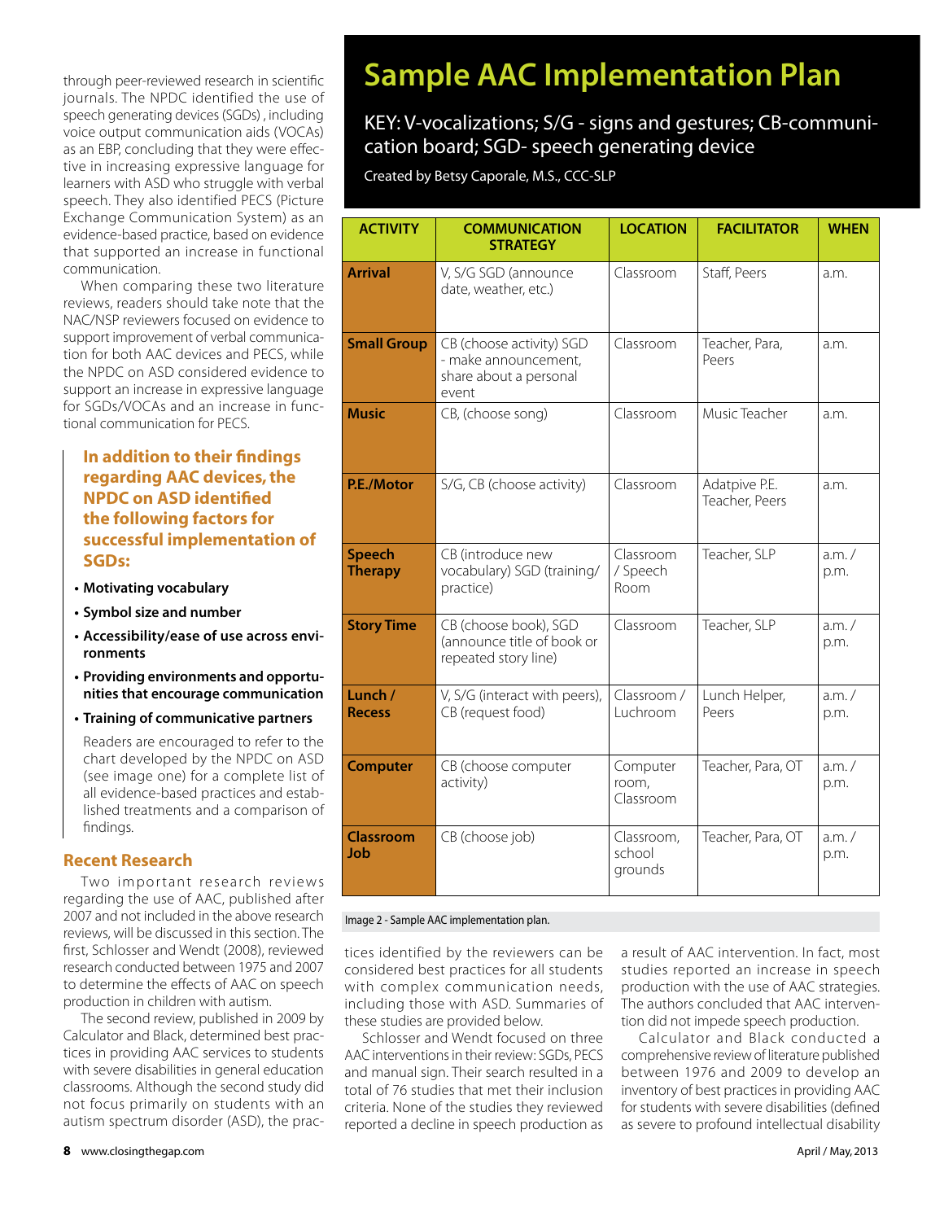through peer-reviewed research in scientific journals. The NPDC identified the use of speech generating devices (SGDs) , including voice output communication aids (VOCAs) as an EBP, concluding that they were effective in increasing expressive language for learners with ASD who struggle with verbal speech. They also identified PECS (Picture Exchange Communication System) as an evidence-based practice, based on evidence that supported an increase in functional communication.

When comparing these two literature reviews, readers should take note that the NAC/NSP reviewers focused on evidence to support improvement of verbal communication for both AAC devices and PECS, while the NPDC on ASD considered evidence to support an increase in expressive language for SGDs/VOCAs and an increase in functional communication for PECS.

**In addition to their findings regarding AAC devices, the NPDC on ASD identified the following factors for successful implementation of SGDs:**

- **Motivating vocabulary**
- **Symbol size and number**
- **Accessibility/ease of use across environments**
- **Providing environments and opportunities that encourage communication**
- **Training of communicative partners**

Readers are encouraged to refer to the chart developed by the NPDC on ASD (see image one) for a complete list of all evidence-based practices and established treatments and a comparison of findings.

## Sample AAC Implementation Plan

KEY: V-vocalizations; S/G - signs and gestures; CB-communication board; SGD- speech generating device

Created by Betsy Caporale, M.S., CCC-SLP

| ACTIVITY | COMMUNICATION STRATEGY | LOCATION | FACILITATOR | WHEN |
|---|---|---|---|---|
| **Arrival** | V, S/G SGD (announce date, weather, etc.) | Classroom | Staff, Peers | a.m. |
| **Small Group** | CB (choose activity) SGD - make announcement, share about a personal event | Classroom | Teacher, Para, Peers | a.m. |
| **Music** | CB, (choose song) | Classroom | Music Teacher | a.m. |
| **P.E./Motor** | S/G, CB (choose activity) | Classroom | Adatpive P.E. Teacher, Peers | a.m. |
| **Speech Therapy** | CB (introduce new vocabulary) SGD (training/ practice) | Classroom / Speech Room | Teacher, SLP | a.m. / p.m. |
| **Story Time** | CB (choose book), SGD (announce title of book or repeated story line) | Classroom | Teacher, SLP | a.m. / p.m. |
| **Lunch / Recess** | V, S/G (interact with peers), CB (request food) | Classroom / Luchroom | Lunch Helper, Peers | a.m. / p.m. |
| **Computer** | CB (choose computer activity) | Computer room, Classroom | Teacher, Para, OT | a.m. / p.m. |
| **Classroom Job** | CB (choose job) | Classroom, school grounds | Teacher, Para, OT | a.m. / p.m. |

Image 2 - Sample AAC implementation plan.

## Recent Research

Two important research reviews regarding the use of AAC, published after 2007 and not included in the above research reviews, will be discussed in this section. The first, Schlosser and Wendt (2008), reviewed research conducted between 1975 and 2007 to determine the effects of AAC on speech production in children with autism.

The second review, published in 2009 by Calculator and Black, determined best practices in providing AAC services to students with severe disabilities in general education classrooms. Although the second study did not focus primarily on students with an autism spectrum disorder (ASD), the practices identified by the reviewers can be considered best practices for all students with complex communication needs, including those with ASD. Summaries of these studies are provided below.

Schlosser and Wendt focused on three AAC interventions in their review: SGDs, PECS and manual sign. Their search resulted in a total of 76 studies that met their inclusion criteria. None of the studies they reviewed reported a decline in speech production as a result of AAC intervention. In fact, most studies reported an increase in speech production with the use of AAC strategies. The authors concluded that AAC intervention did not impede speech production.

Calculator and Black conducted a comprehensive review of literature published between 1976 and 2009 to develop an inventory of best practices in providing AAC for students with severe disabilities (defined as severe to profound intellectual disability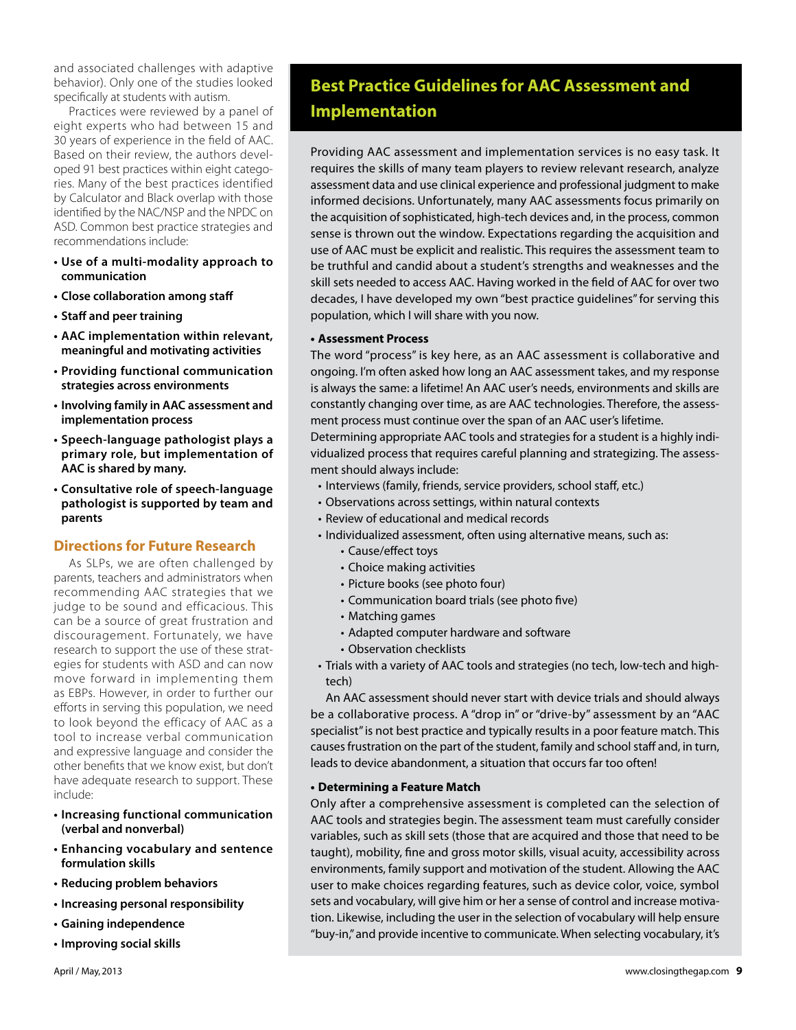and associated challenges with adaptive behavior). Only one of the studies looked specifically at students with autism.

Practices were reviewed by a panel of eight experts who had between 15 and 30 years of experience in the field of AAC. Based on their review, the authors developed 91 best practices within eight categories. Many of the best practices identified by Calculator and Black overlap with those identified by the NAC/NSP and the NPDC on ASD. Common best practice strategies and recommendations include:

- **Use of a multi-modality approach to communication**
- **Close collaboration among staff**
- **Staff and peer training**
- **AAC implementation within relevant, meaningful and motivating activities**
- **Providing functional communication strategies across environments**
- **Involving family in AAC assessment and implementation process**
- **Speech-language pathologist plays a primary role, but implementation of AAC is shared by many.**
- **Consultative role of speech-language pathologist is supported by team and parents**

## Directions for Future Research

As SLPs, we are often challenged by parents, teachers and administrators when recommending AAC strategies that we judge to be sound and efficacious. This can be a source of great frustration and discouragement. Fortunately, we have research to support the use of these strategies for students with ASD and can now move forward in implementing them as EBPs. However, in order to further our efforts in serving this population, we need to look beyond the efficacy of AAC as a tool to increase verbal communication and expressive language and consider the other benefits that we know exist, but don't have adequate research to support. These include:

- **Increasing functional communication (verbal and nonverbal)**
- **Enhancing vocabulary and sentence formulation skills**
- **Reducing problem behaviors**
- **Increasing personal responsibility**
- **Gaining independence**
- **Improving social skills**

## Best Practice Guidelines for AAC Assessment and Implementation

Providing AAC assessment and implementation services is no easy task. It requires the skills of many team players to review relevant research, analyze assessment data and use clinical experience and professional judgment to make informed decisions. Unfortunately, many AAC assessments focus primarily on the acquisition of sophisticated, high-tech devices and, in the process, common sense is thrown out the window. Expectations regarding the acquisition and use of AAC must be explicit and realistic. This requires the assessment team to be truthful and candid about a student's strengths and weaknesses and the skill sets needed to access AAC. Having worked in the field of AAC for over two decades, I have developed my own "best practice guidelines" for serving this population, which I will share with you now.

**• Assessment Process**

The word "process" is key here, as an AAC assessment is collaborative and ongoing. I'm often asked how long an AAC assessment takes, and my response is always the same: a lifetime! An AAC user's needs, environments and skills are constantly changing over time, as are AAC technologies. Therefore, the assessment process must continue over the span of an AAC user's lifetime.

Determining appropriate AAC tools and strategies for a student is a highly individualized process that requires careful planning and strategizing. The assessment should always include:

- Interviews (family, friends, service providers, school staff, etc.)
- Observations across settings, within natural contexts
- Review of educational and medical records
- Individualized assessment, often using alternative means, such as:
  - Cause/effect toys
  - Choice making activities
  - Picture books (see photo four)
  - Communication board trials (see photo five)
  - Matching games
  - Adapted computer hardware and software
  - Observation checklists
- Trials with a variety of AAC tools and strategies (no tech, low-tech and high-tech)

An AAC assessment should never start with device trials and should always be a collaborative process. A "drop in" or "drive-by" assessment by an "AAC specialist" is not best practice and typically results in a poor feature match. This causes frustration on the part of the student, family and school staff and, in turn, leads to device abandonment, a situation that occurs far too often!

**• Determining a Feature Match**

Only after a comprehensive assessment is completed can the selection of AAC tools and strategies begin. The assessment team must carefully consider variables, such as skill sets (those that are acquired and those that need to be taught), mobility, fine and gross motor skills, visual acuity, accessibility across environments, family support and motivation of the student. Allowing the AAC user to make choices regarding features, such as device color, voice, symbol sets and vocabulary, will give him or her a sense of control and increase motivation. Likewise, including the user in the selection of vocabulary will help ensure "buy-in," and provide incentive to communicate. When selecting vocabulary, it's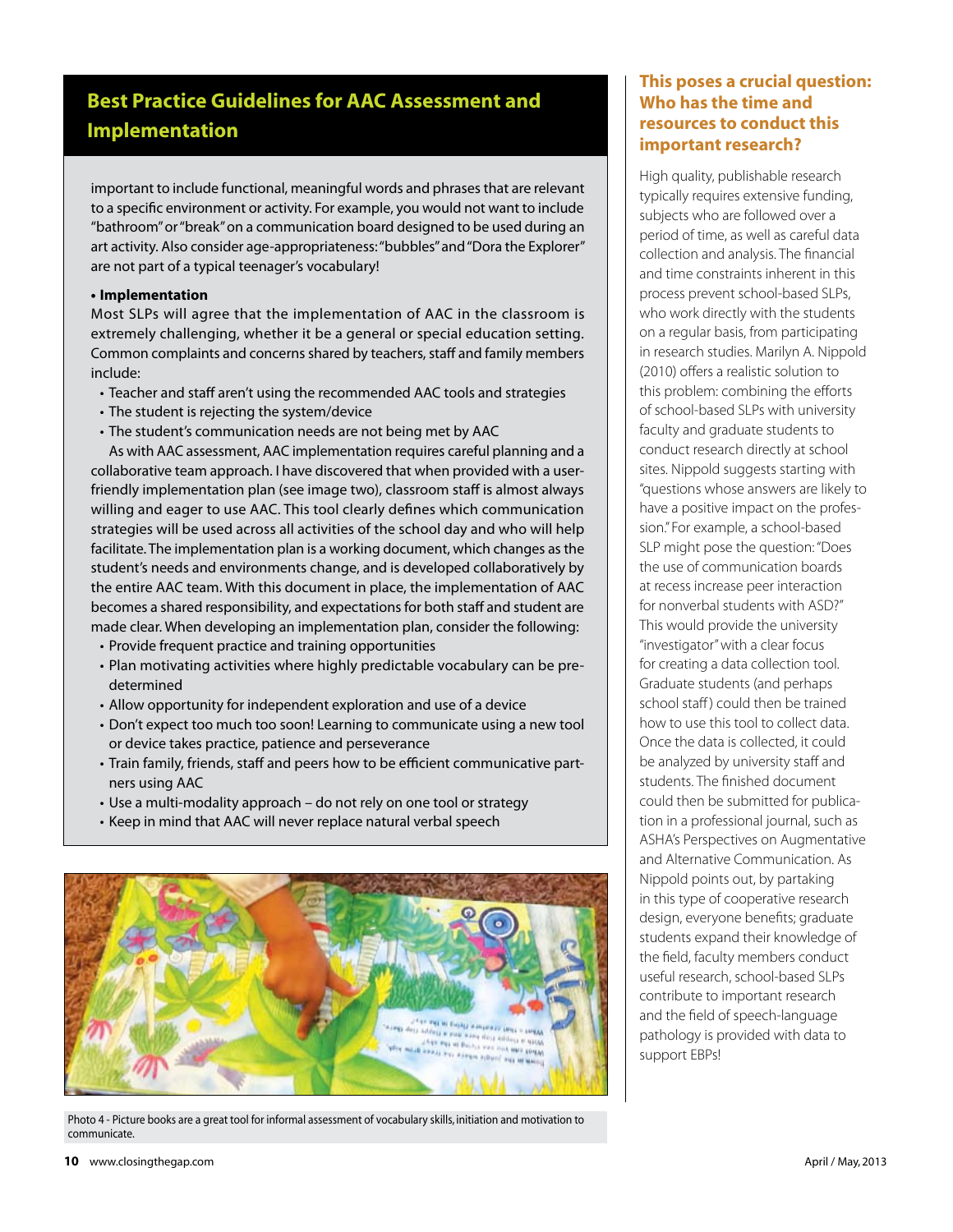## Best Practice Guidelines for AAC Assessment and Implementation

important to include functional, meaningful words and phrases that are relevant to a specific environment or activity. For example, you would not want to include "bathroom" or "break" on a communication board designed to be used during an art activity. Also consider age-appropriateness: "bubbles" and "Dora the Explorer" are not part of a typical teenager's vocabulary!

**• Implementation**

Most SLPs will agree that the implementation of AAC in the classroom is extremely challenging, whether it be a general or special education setting. Common complaints and concerns shared by teachers, staff and family members include:

- Teacher and staff aren't using the recommended AAC tools and strategies
- The student is rejecting the system/device
- The student's communication needs are not being met by AAC

As with AAC assessment, AAC implementation requires careful planning and a collaborative team approach. I have discovered that when provided with a user-friendly implementation plan (see image two), classroom staff is almost always willing and eager to use AAC. This tool clearly defines which communication strategies will be used across all activities of the school day and who will help facilitate. The implementation plan is a working document, which changes as the student's needs and environments change, and is developed collaboratively by the entire AAC team. With this document in place, the implementation of AAC becomes a shared responsibility, and expectations for both staff and student are made clear. When developing an implementation plan, consider the following:

- Provide frequent practice and training opportunities
- Plan motivating activities where highly predictable vocabulary can be pre-determined
- Allow opportunity for independent exploration and use of a device
- Don't expect too much too soon! Learning to communicate using a new tool or device takes practice, patience and perseverance
- Train family, friends, staff and peers how to be efficient communicative partners using AAC
- Use a multi-modality approach – do not rely on one tool or strategy
- Keep in mind that AAC will never replace natural verbal speech

Photo 4 - Picture books are a great tool for informal assessment of vocabulary skills, initiation and motivation to communicate.

### This poses a crucial question: Who has the time and resources to conduct this important research?

High quality, publishable research typically requires extensive funding, subjects who are followed over a period of time, as well as careful data collection and analysis. The financial and time constraints inherent in this process prevent school-based SLPs, who work directly with the students on a regular basis, from participating in research studies. Marilyn A. Nippold (2010) offers a realistic solution to this problem: combining the efforts of school-based SLPs with university faculty and graduate students to conduct research directly at school sites. Nippold suggests starting with "questions whose answers are likely to have a positive impact on the profession." For example, a school-based SLP might pose the question: "Does the use of communication boards at recess increase peer interaction for nonverbal students with ASD?" This would provide the university "investigator" with a clear focus for creating a data collection tool. Graduate students (and perhaps school staff) could then be trained how to use this tool to collect data. Once the data is collected, it could be analyzed by university staff and students. The finished document could then be submitted for publication in a professional journal, such as ASHA's Perspectives on Augmentative and Alternative Communication. As Nippold points out, by partaking in this type of cooperative research design, everyone benefits; graduate students expand their knowledge of the field, faculty members conduct useful research, school-based SLPs contribute to important research and the field of speech-language pathology is provided with data to support EBPs!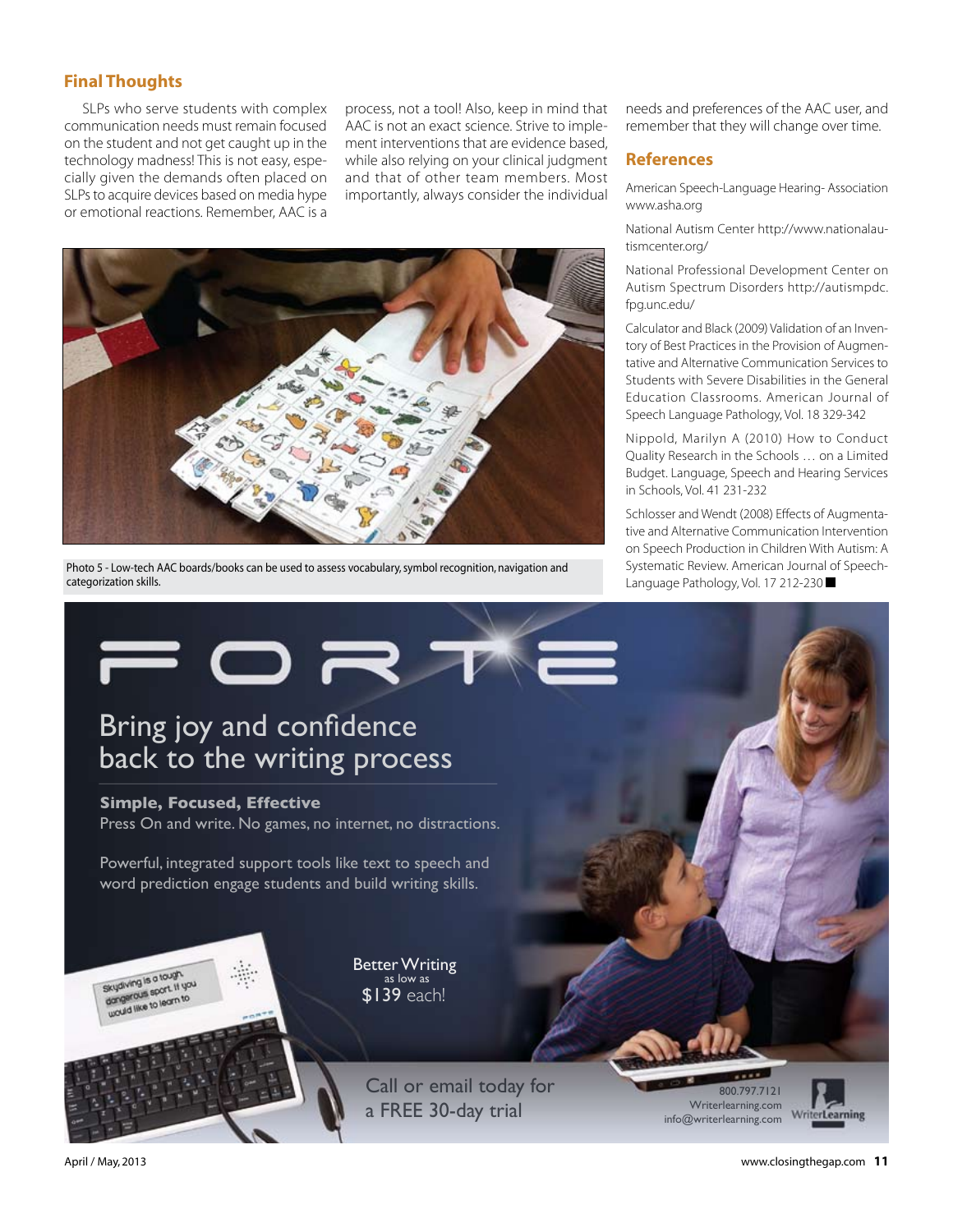## Final Thoughts

SLPs who serve students with complex communication needs must remain focused on the student and not get caught up in the technology madness! This is not easy, especially given the demands often placed on SLPs to acquire devices based on media hype or emotional reactions. Remember, AAC is a process, not a tool! Also, keep in mind that AAC is not an exact science. Strive to implement interventions that are evidence based, while also relying on your clinical judgment and that of other team members. Most importantly, always consider the individual needs and preferences of the AAC user, and remember that they will change over time.

Photo 5 - Low-tech AAC boards/books can be used to assess vocabulary, symbol recognition, navigation and categorization skills.

## References

American Speech-Language Hearing- Association www.asha.org

National Autism Center http://www.nationalautismcenter.org/

National Professional Development Center on Autism Spectrum Disorders http://autismpdc.fpg.unc.edu/

Calculator and Black (2009) Validation of an Inventory of Best Practices in the Provision of Augmentative and Alternative Communication Services to Students with Severe Disabilities in the General Education Classrooms. American Journal of Speech Language Pathology, Vol. 18 329-342

Nippold, Marilyn A (2010) How to Conduct Quality Research in the Schools … on a Limited Budget. Language, Speech and Hearing Services in Schools, Vol. 41 231-232

Schlosser and Wendt (2008) Effects of Augmentative and Alternative Communication Intervention on Speech Production in Children With Autism: A Systematic Review. American Journal of Speech-Language Pathology, Vol. 17 212-230 ■

FORTE

Bring joy and confidence back to the writing process

**Simple, Focused, Effective**

Press On and write. No games, no internet, no distractions.

Powerful, integrated support tools like text to speech and word prediction engage students and build writing skills.

Better Writing as low as $139 each!

Call or email today for a FREE 30-day trial

800.797.7121
Writerlearning.com
info@writerlearning.com

WriterLearning